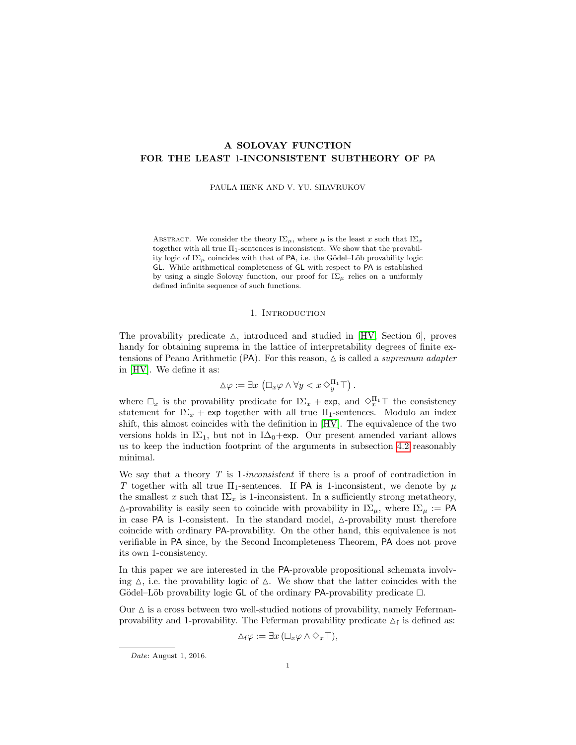# A SOLOVAY FUNCTION FOR THE LEAST 1-INCONSISTENT SUBTHEORY OF PA

PAULA HENK AND V. YU. SHAVRUKOV

Abstract. We consider the theory $\mathrm{I}\Sigma_\mu$, where $\mu$ is the least $x$ such that $\mathrm{I}\Sigma_x$ together with all true $\Pi_1$-sentences is inconsistent. We show that the provability logic of $\mathrm{I}\Sigma_\mu$ coincides with that of PA, i.e. the Gödel–Löb provability logic GL. While arithmetical completeness of GL with respect to PA is established by using a single Solovay function, our proof for $\mathrm{I}\Sigma_\mu$ relies on a uniformly defined infinite sequence of such functions.

## 1. Introduction

The provability predicate $\vartriangle$, introduced and studied in [HV, Section 6], proves handy for obtaining suprema in the lattice of interpretability degrees of finite extensions of Peano Arithmetic (PA). For this reason, $\vartriangle$ is called a *supremum adapter* in [HV]. We define it as:

$$\vartriangle\varphi := \exists x \left(\Box_x \varphi \wedge \forall y < x \, \Diamond_y^{\Pi_1} \top\right).$$

where $\Box_x$ is the provability predicate for $\mathrm{I}\Sigma_x + \mathsf{exp}$, and $\Diamond_x^{\Pi_1}\top$ the consistency statement for $\mathrm{I}\Sigma_x + \mathsf{exp}$ together with all true $\Pi_1$-sentences. Modulo an index shift, this almost coincides with the definition in [HV]. The equivalence of the two versions holds in $\mathrm{I}\Sigma_1$, but not in $\mathrm{I}\Delta_0+\mathsf{exp}$. Our present amended variant allows us to keep the induction footprint of the arguments in subsection 4.2 reasonably minimal.

We say that a theory $T$ is 1-*inconsistent* if there is a proof of contradiction in $T$ together with all true $\Pi_1$-sentences. If PA is 1-inconsistent, we denote by $\mu$ the smallest $x$ such that $\mathrm{I}\Sigma_x$ is 1-inconsistent. In a sufficiently strong metatheory, $\vartriangle$-provability is easily seen to coincide with provability in $\mathrm{I}\Sigma_\mu$, where $\mathrm{I}\Sigma_\mu :=$ PA in case PA is 1-consistent. In the standard model, $\vartriangle$-provability must therefore coincide with ordinary PA-provability. On the other hand, this equivalence is not verifiable in PA since, by the Second Incompleteness Theorem, PA does not prove its own 1-consistency.

In this paper we are interested in the PA-provable propositional schemata involving $\vartriangle$, i.e. the provability logic of $\vartriangle$. We show that the latter coincides with the Gödel–Löb provability logic GL of the ordinary PA-provability predicate $\Box$.

Our $\vartriangle$ is a cross between two well-studied notions of provability, namely Feferman-provability and 1-provability. The Feferman provability predicate $\vartriangle_{\mathsf{f}}$ is defined as:

$$\vartriangle_{\mathsf{f}}\varphi := \exists x \left(\Box_x \varphi \wedge \Diamond_x \top\right),$$

*Date*: August 1, 2016.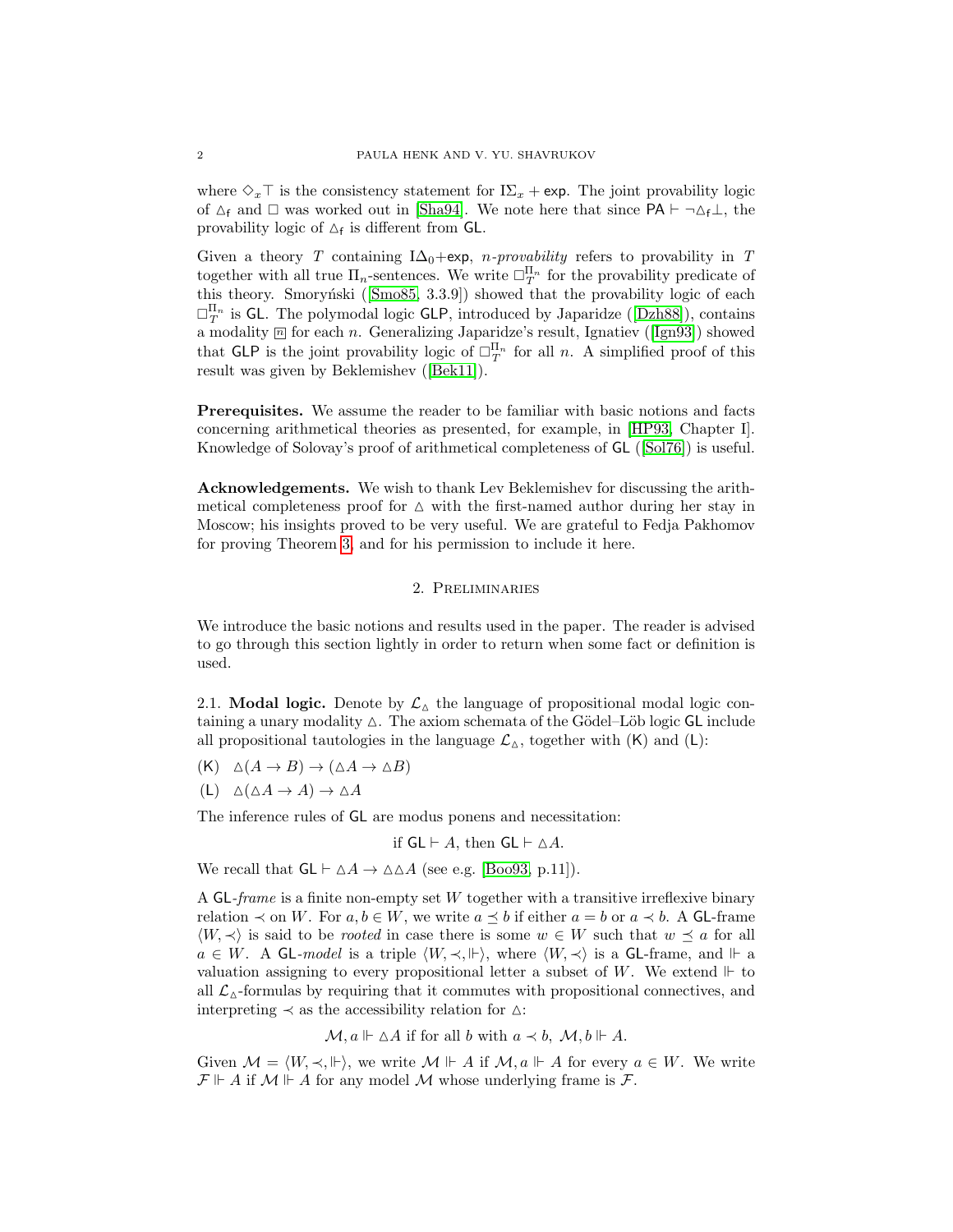where $\Diamond_x \top$ is the consistency statement for $\mathrm{I}\Sigma_x + \mathsf{exp}$. The joint provability logic of $\triangle_{\mathsf{f}}$ and $\Box$ was worked out in [Sha94]. We note here that since $\mathsf{PA} \vdash \neg\triangle_{\mathsf{f}}\bot$, the provability logic of $\triangle_{\mathsf{f}}$ is different from $\mathsf{GL}$.

Given a theory $T$ containing $\mathrm{I}\Delta_0$+$\mathsf{exp}$, *n-provability* refers to provability in $T$ together with all true $\Pi_n$-sentences. We write $\Box_T^{\Pi_n}$ for the provability predicate of this theory. Smoryński ([Smo85, 3.3.9]) showed that the provability logic of each $\Box_T^{\Pi_n}$ is $\mathsf{GL}$. The polymodal logic $\mathsf{GLP}$, introduced by Japaridze ([Dzh88]), contains a modality $[n]$ for each $n$. Generalizing Japaridze's result, Ignatiev ([Ign93]) showed that $\mathsf{GLP}$ is the joint provability logic of $\Box_T^{\Pi_n}$ for all $n$. A simplified proof of this result was given by Beklemishev ([Bek11]).

**Prerequisites.** We assume the reader to be familiar with basic notions and facts concerning arithmetical theories as presented, for example, in [HP93, Chapter I]. Knowledge of Solovay's proof of arithmetical completeness of $\mathsf{GL}$ ([Sol76]) is useful.

**Acknowledgements.** We wish to thank Lev Beklemishev for discussing the arithmetical completeness proof for $\triangle$ with the first-named author during her stay in Moscow; his insights proved to be very useful. We are grateful to Fedja Pakhomov for proving Theorem 3, and for his permission to include it here.

## 2. Preliminaries

We introduce the basic notions and results used in the paper. The reader is advised to go through this section lightly in order to return when some fact or definition is used.

2.1. **Modal logic.** Denote by $\mathcal{L}_\triangle$ the language of propositional modal logic containing a unary modality $\triangle$. The axiom schemata of the Gödel–Löb logic $\mathsf{GL}$ include all propositional tautologies in the language $\mathcal{L}_\triangle$, together with (K) and (L):

(K) $\triangle(A \to B) \to (\triangle A \to \triangle B)$

(L) $\triangle(\triangle A \to A) \to \triangle A$

The inference rules of $\mathsf{GL}$ are modus ponens and necessitation:

$$\text{if } \mathsf{GL} \vdash A, \text{ then } \mathsf{GL} \vdash \triangle A.$$

We recall that $\mathsf{GL} \vdash \triangle A \to \triangle\triangle A$ (see e.g. [Boo93, p.11]).

A $\mathsf{GL}$-*frame* is a finite non-empty set $W$ together with a transitive irreflexive binary relation $\prec$ on $W$. For $a, b \in W$, we write $a \preceq b$ if either $a = b$ or $a \prec b$. A $\mathsf{GL}$-frame $\langle W, \prec \rangle$ is said to be *rooted* in case there is some $w \in W$ such that $w \preceq a$ for all $a \in W$. A $\mathsf{GL}$-*model* is a triple $\langle W, \prec, \Vdash \rangle$, where $\langle W, \prec \rangle$ is a $\mathsf{GL}$-frame, and $\Vdash$ a valuation assigning to every propositional letter a subset of $W$. We extend $\Vdash$ to all $\mathcal{L}_\triangle$-formulas by requiring that it commutes with propositional connectives, and interpreting $\prec$ as the accessibility relation for $\triangle$:

$$\mathcal{M}, a \Vdash \triangle A \text{ if for all } b \text{ with } a \prec b,\ \mathcal{M}, b \Vdash A.$$

Given $\mathcal{M} = \langle W, \prec, \Vdash \rangle$, we write $\mathcal{M} \Vdash A$ if $\mathcal{M}, a \Vdash A$ for every $a \in W$. We write $\mathcal{F} \Vdash A$ if $\mathcal{M} \Vdash A$ for any model $\mathcal{M}$ whose underlying frame is $\mathcal{F}$.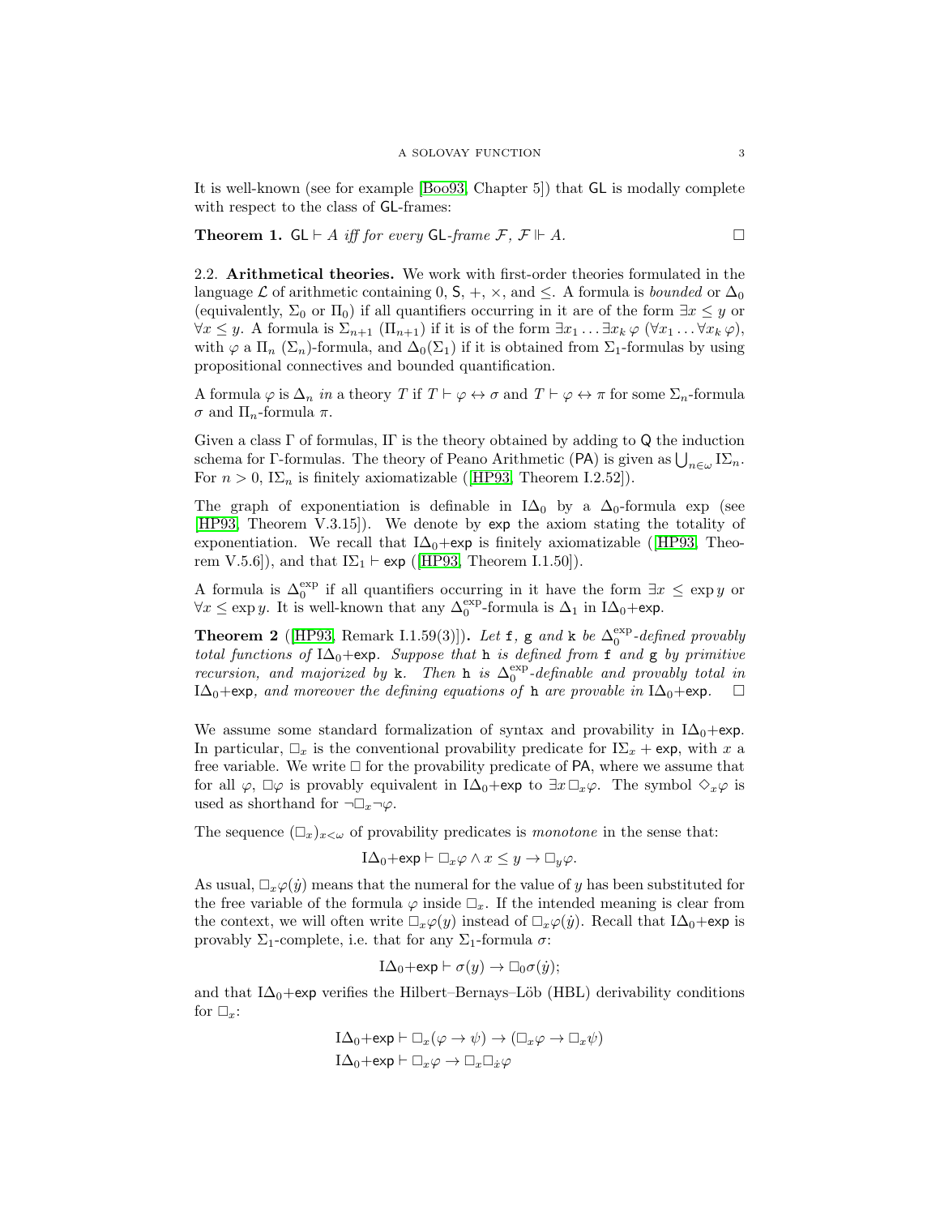It is well-known (see for example [Boo93, Chapter 5]) that $\mathsf{GL}$ is modally complete with respect to the class of $\mathsf{GL}$-frames:

**Theorem 1.** $\mathsf{GL} \vdash A$ *iff for every* $\mathsf{GL}$*-frame* $\mathcal{F}$, $\mathcal{F} \Vdash A$. □

### 2.2. Arithmetical theories.

We work with first-order theories formulated in the language $\mathcal{L}$ of arithmetic containing $0$, $\mathsf{S}$, $+$, $\times$, and $\leq$. A formula is *bounded* or $\Delta_0$ (equivalently, $\Sigma_0$ or $\Pi_0$) if all quantifiers occurring in it are of the form $\exists x \leq y$ or $\forall x \leq y$. A formula is $\Sigma_{n+1}$ ($\Pi_{n+1}$) if it is of the form $\exists x_1 \ldots \exists x_k\, \varphi$ ($\forall x_1 \ldots \forall x_k\, \varphi$), with $\varphi$ a $\Pi_n$ ($\Sigma_n$)-formula, and $\Delta_0(\Sigma_1)$ if it is obtained from $\Sigma_1$-formulas by using propositional connectives and bounded quantification.

A formula $\varphi$ is $\Delta_n$ *in* a theory $T$ if $T \vdash \varphi \leftrightarrow \sigma$ and $T \vdash \varphi \leftrightarrow \pi$ for some $\Sigma_n$-formula $\sigma$ and $\Pi_n$-formula $\pi$.

Given a class $\Gamma$ of formulas, $\mathrm{I}\Gamma$ is the theory obtained by adding to $\mathsf{Q}$ the induction schema for $\Gamma$-formulas. The theory of Peano Arithmetic ($\mathsf{PA}$) is given as $\bigcup_{n\in\omega} \mathrm{I}\Sigma_n$. For $n > 0$, $\mathrm{I}\Sigma_n$ is finitely axiomatizable ([HP93, Theorem I.2.52]).

The graph of exponentiation is definable in $\mathrm{I}\Delta_0$ by a $\Delta_0$-formula exp (see [HP93, Theorem V.3.15]). We denote by $\mathsf{exp}$ the axiom stating the totality of exponentiation. We recall that $\mathrm{I}\Delta_0{+}\mathsf{exp}$ is finitely axiomatizable ([HP93, Theorem V.5.6]), and that $\mathrm{I}\Sigma_1 \vdash \mathsf{exp}$ ([HP93, Theorem I.1.50]).

A formula is $\Delta_0^{\exp}$ if all quantifiers occurring in it have the form $\exists x \leq \exp y$ or $\forall x \leq \exp y$. It is well-known that any $\Delta_0^{\exp}$-formula is $\Delta_1$ in $\mathrm{I}\Delta_0{+}\mathsf{exp}$.

**Theorem 2** ([HP93, Remark I.1.59(3)])**.** *Let* $\mathtt{f}$, $\mathtt{g}$ *and* $\mathtt{k}$ *be* $\Delta_0^{\exp}$*-defined provably total functions of* $\mathrm{I}\Delta_0{+}\mathsf{exp}$. *Suppose that* $\mathtt{h}$ *is defined from* $\mathtt{f}$ *and* $\mathtt{g}$ *by primitive recursion, and majorized by* $\mathtt{k}$. *Then* $\mathtt{h}$ *is* $\Delta_0^{\exp}$*-definable and provably total in* $\mathrm{I}\Delta_0{+}\mathsf{exp}$*, and moreover the defining equations of* $\mathtt{h}$ *are provable in* $\mathrm{I}\Delta_0{+}\mathsf{exp}$. □

We assume some standard formalization of syntax and provability in $\mathrm{I}\Delta_0{+}\mathsf{exp}$. In particular, $\Box_x$ is the conventional provability predicate for $\mathrm{I}\Sigma_x + \mathsf{exp}$, with $x$ a free variable. We write $\Box$ for the provability predicate of $\mathsf{PA}$, where we assume that for all $\varphi$, $\Box\varphi$ is provably equivalent in $\mathrm{I}\Delta_0{+}\mathsf{exp}$ to $\exists x\, \Box_x \varphi$. The symbol $\Diamond_x \varphi$ is used as shorthand for $\neg\Box_x\neg\varphi$.

The sequence $(\Box_x)_{x<\omega}$ of provability predicates is *monotone* in the sense that:

$$\mathrm{I}\Delta_0{+}\mathsf{exp} \vdash \Box_x\varphi \wedge x \leq y \rightarrow \Box_y\varphi.$$

As usual, $\Box_x\varphi(\dot{y})$ means that the numeral for the value of $y$ has been substituted for the free variable of the formula $\varphi$ inside $\Box_x$. If the intended meaning is clear from the context, we will often write $\Box_x\varphi(y)$ instead of $\Box_x\varphi(\dot{y})$. Recall that $\mathrm{I}\Delta_0{+}\mathsf{exp}$ is provably $\Sigma_1$-complete, i.e. that for any $\Sigma_1$-formula $\sigma$:

$$\mathrm{I}\Delta_0{+}\mathsf{exp} \vdash \sigma(y) \rightarrow \Box_0\sigma(\dot{y});$$

and that $\mathrm{I}\Delta_0{+}\mathsf{exp}$ verifies the Hilbert–Bernays–Löb (HBL) derivability conditions for $\Box_x$:

$$\mathrm{I}\Delta_0{+}\mathsf{exp} \vdash \Box_x(\varphi \rightarrow \psi) \rightarrow (\Box_x\varphi \rightarrow \Box_x\psi)$$
$$\mathrm{I}\Delta_0{+}\mathsf{exp} \vdash \Box_x\varphi \rightarrow \Box_x\Box_{\dot{x}}\varphi$$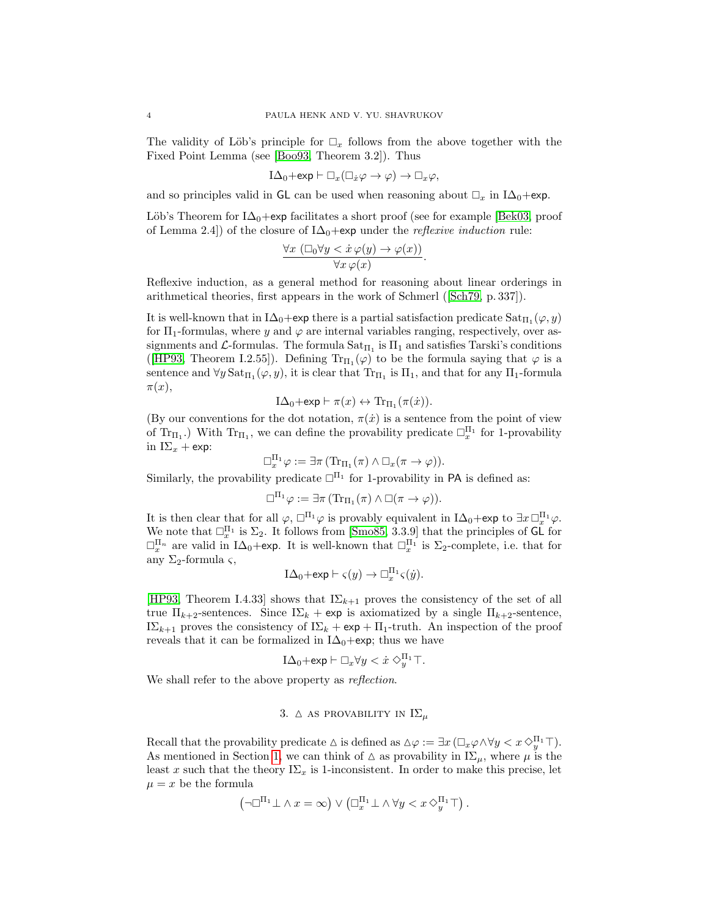The validity of Löb's principle for $\Box_x$ follows from the above together with the Fixed Point Lemma (see [Boo93, Theorem 3.2]). Thus

$$\mathrm{I}\Delta_0{+}\mathsf{exp} \vdash \Box_x(\Box_{\dot{x}}\varphi \to \varphi) \to \Box_x\varphi,$$

and so principles valid in $\mathsf{GL}$ can be used when reasoning about $\Box_x$ in $\mathrm{I}\Delta_0{+}\mathsf{exp}$.

Löb's Theorem for $\mathrm{I}\Delta_0{+}\mathsf{exp}$ facilitates a short proof (see for example [Bek03, proof of Lemma 2.4]) of the closure of $\mathrm{I}\Delta_0{+}\mathsf{exp}$ under the *reflexive induction* rule:

$$\frac{\forall x\ (\Box_0 \forall y < \dot{x}\, \varphi(y) \to \varphi(x))}{\forall x\, \varphi(x)}.$$

Reflexive induction, as a general method for reasoning about linear orderings in arithmetical theories, first appears in the work of Schmerl ([Sch79, p. 337]).

It is well-known that in $\mathrm{I}\Delta_0{+}\mathsf{exp}$ there is a partial satisfaction predicate $\mathrm{Sat}_{\Pi_1}(\varphi, y)$ for $\Pi_1$-formulas, where $y$ and $\varphi$ are internal variables ranging, respectively, over assignments and $\mathcal{L}$-formulas. The formula $\mathrm{Sat}_{\Pi_1}$ is $\Pi_1$ and satisfies Tarski's conditions ([HP93, Theorem I.2.55]). Defining $\mathrm{Tr}_{\Pi_1}(\varphi)$ to be the formula saying that $\varphi$ is a sentence and $\forall y\, \mathrm{Sat}_{\Pi_1}(\varphi, y)$, it is clear that $\mathrm{Tr}_{\Pi_1}$ is $\Pi_1$, and that for any $\Pi_1$-formula $\pi(x)$,

$$\mathrm{I}\Delta_0{+}\mathsf{exp} \vdash \pi(x) \leftrightarrow \mathrm{Tr}_{\Pi_1}(\pi(\dot{x})).$$

(By our conventions for the dot notation, $\pi(\dot{x})$ is a sentence from the point of view of $\mathrm{Tr}_{\Pi_1}$.) With $\mathrm{Tr}_{\Pi_1}$, we can define the provability predicate $\Box^{\Pi_1}_x$ for 1-provability in $\mathrm{I}\Sigma_x + \mathsf{exp}$:

$$\Box^{\Pi_1}_x \varphi := \exists \pi\, (\mathrm{Tr}_{\Pi_1}(\pi) \wedge \Box_x(\pi \to \varphi)).$$

Similarly, the provability predicate $\Box^{\Pi_1}$ for 1-provability in $\mathsf{PA}$ is defined as:

$$\Box^{\Pi_1} \varphi := \exists \pi\, (\mathrm{Tr}_{\Pi_1}(\pi) \wedge \Box(\pi \to \varphi)).$$

It is then clear that for all $\varphi$, $\Box^{\Pi_1}\varphi$ is provably equivalent in $\mathrm{I}\Delta_0{+}\mathsf{exp}$ to $\exists x\, \Box^{\Pi_1}_x \varphi$. We note that $\Box^{\Pi_1}_x$ is $\Sigma_2$. It follows from [Smo85, 3.3.9] that the principles of $\mathsf{GL}$ for $\Box^{\Pi_n}_x$ are valid in $\mathrm{I}\Delta_0{+}\mathsf{exp}$. It is well-known that $\Box^{\Pi_1}_x$ is $\Sigma_2$-complete, i.e. that for any $\Sigma_2$-formula $\varsigma$,

$$\mathrm{I}\Delta_0{+}\mathsf{exp} \vdash \varsigma(y) \to \Box^{\Pi_1}_x \varsigma(\dot{y}).$$

[HP93, Theorem I.4.33] shows that $\mathrm{I}\Sigma_{k+1}$ proves the consistency of the set of all true $\Pi_{k+2}$-sentences. Since $\mathrm{I}\Sigma_k + \mathsf{exp}$ is axiomatized by a single $\Pi_{k+2}$-sentence, $\mathrm{I}\Sigma_{k+1}$ proves the consistency of $\mathrm{I}\Sigma_k + \mathsf{exp} + \Pi_1$-truth. An inspection of the proof reveals that it can be formalized in $\mathrm{I}\Delta_0{+}\mathsf{exp}$; thus we have

$$\mathrm{I}\Delta_0{+}\mathsf{exp} \vdash \Box_x \forall y < \dot{x}\, \Diamond^{\Pi_1}_y \top.$$

We shall refer to the above property as *reflection*.

## 3. $\vartriangle$ as provability in $\mathrm{I}\Sigma_\mu$

Recall that the provability predicate $\vartriangle$ is defined as $\vartriangle\varphi := \exists x\, (\Box_x \varphi \wedge \forall y < x\, \Diamond^{\Pi_1}_y \top)$. As mentioned in Section 1, we can think of $\vartriangle$ as provability in $\mathrm{I}\Sigma_\mu$, where $\mu$ is the least $x$ such that the theory $\mathrm{I}\Sigma_x$ is 1-inconsistent. In order to make this precise, let $\mu = x$ be the formula

$$\left(\neg \Box^{\Pi_1} \bot \wedge x = \infty\right) \vee \left(\Box^{\Pi_1}_x \bot \wedge \forall y < x\, \Diamond^{\Pi_1}_y \top\right).$$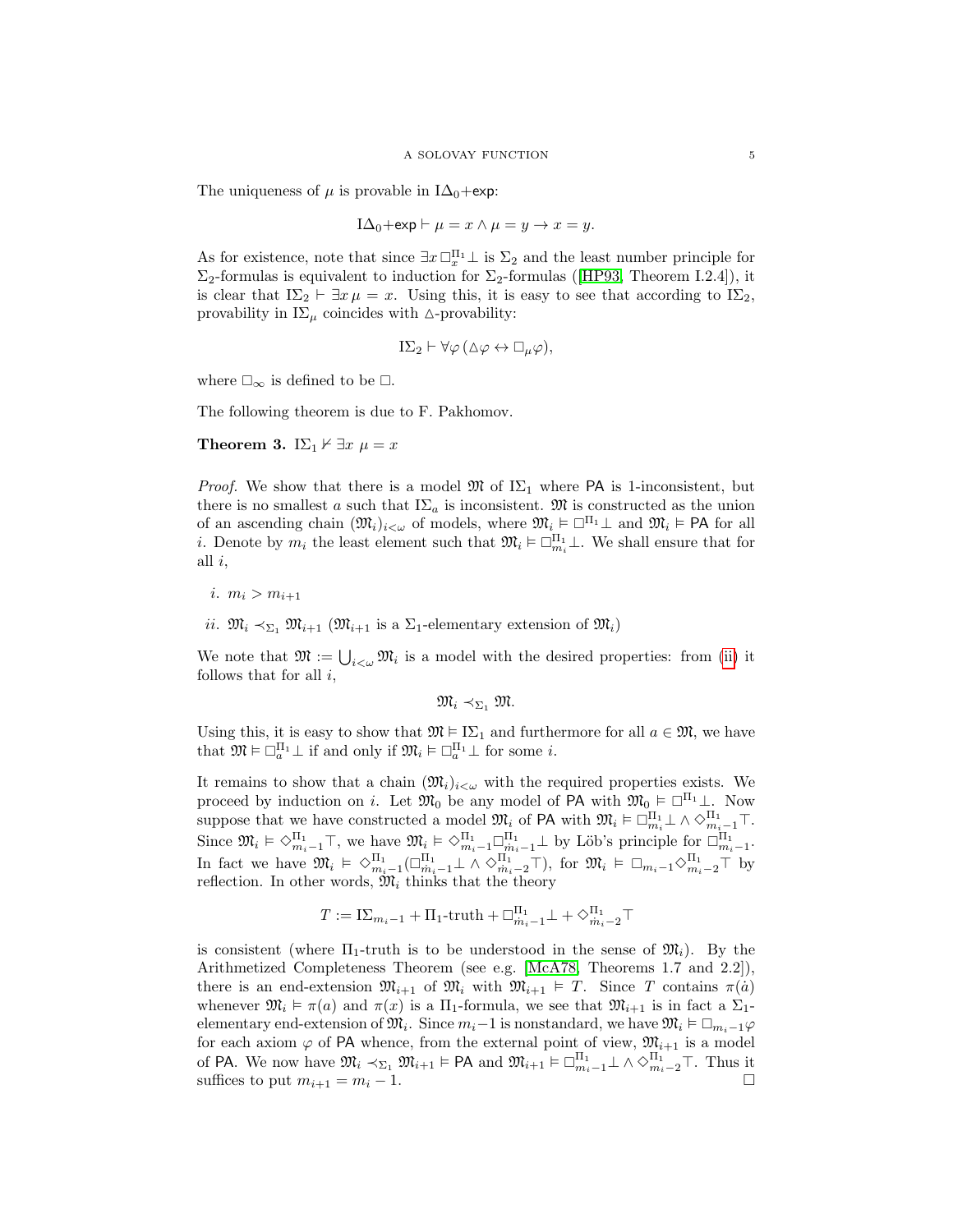The uniqueness of $\mu$ is provable in $\mathrm{I}\Delta_0+\mathsf{exp}$:

$$\mathrm{I}\Delta_0+\mathsf{exp} \vdash \mu = x \wedge \mu = y \to x = y.$$

As for existence, note that since $\exists x\, \Box_x^{\Pi_1}\bot$ is $\Sigma_2$ and the least number principle for $\Sigma_2$-formulas is equivalent to induction for $\Sigma_2$-formulas ([HP93, Theorem I.2.4]), it is clear that $\mathrm{I}\Sigma_2 \vdash \exists x\, \mu = x$. Using this, it is easy to see that according to $\mathrm{I}\Sigma_2$, provability in $\mathrm{I}\Sigma_\mu$ coincides with $\triangle$-provability:

$$\mathrm{I}\Sigma_2 \vdash \forall \varphi\, (\triangle\varphi \leftrightarrow \Box_\mu \varphi),$$

where $\Box_\infty$ is defined to be $\Box$.

The following theorem is due to F. Pakhomov.

**Theorem 3.** $\mathrm{I}\Sigma_1 \nvdash \exists x\ \mu = x$

*Proof.* We show that there is a model $\mathfrak{M}$ of $\mathrm{I}\Sigma_1$ where $\mathsf{PA}$ is 1-inconsistent, but there is no smallest $a$ such that $\mathrm{I}\Sigma_a$ is inconsistent. $\mathfrak{M}$ is constructed as the union of an ascending chain $(\mathfrak{M}_i)_{i<\omega}$ of models, where $\mathfrak{M}_i \vDash \Box^{\Pi_1}\bot$ and $\mathfrak{M}_i \vDash \mathsf{PA}$ for all $i$. Denote by $m_i$ the least element such that $\mathfrak{M}_i \vDash \Box^{\Pi_1}_{m_i}\bot$. We shall ensure that for all $i$,

*i.* $m_i > m_{i+1}$

*ii.* $\mathfrak{M}_i \prec_{\Sigma_1} \mathfrak{M}_{i+1}$ ($\mathfrak{M}_{i+1}$ is a $\Sigma_1$-elementary extension of $\mathfrak{M}_i$)

We note that $\mathfrak{M} := \bigcup_{i<\omega} \mathfrak{M}_i$ is a model with the desired properties: from (ii) it follows that for all $i$,

$$\mathfrak{M}_i \prec_{\Sigma_1} \mathfrak{M}.$$

Using this, it is easy to show that $\mathfrak{M} \vDash \mathrm{I}\Sigma_1$ and furthermore for all $a \in \mathfrak{M}$, we have that $\mathfrak{M} \vDash \Box^{\Pi_1}_a\bot$ if and only if $\mathfrak{M}_i \vDash \Box^{\Pi_1}_a\bot$ for some $i$.

It remains to show that a chain $(\mathfrak{M}_i)_{i<\omega}$ with the required properties exists. We proceed by induction on $i$. Let $\mathfrak{M}_0$ be any model of $\mathsf{PA}$ with $\mathfrak{M}_0 \vDash \Box^{\Pi_1}\bot$. Now suppose that we have constructed a model $\mathfrak{M}_i$ of $\mathsf{PA}$ with $\mathfrak{M}_i \vDash \Box^{\Pi_1}_{m_i}\bot \wedge \Diamond^{\Pi_1}_{m_i-1}\top$. Since $\mathfrak{M}_i \vDash \Diamond^{\Pi_1}_{m_i-1}\top$, we have $\mathfrak{M}_i \vDash \Diamond^{\Pi_1}_{m_i-1}\Box^{\Pi_1}_{\dot{m}_i-1}\bot$ by Löb's principle for $\Box^{\Pi_1}_{m_i-1}$. In fact we have $\mathfrak{M}_i \vDash \Diamond^{\Pi_1}_{m_i-1}(\Box^{\Pi_1}_{\dot{m}_i-1}\bot \wedge \Diamond^{\Pi_1}_{\dot{m}_i-2}\top)$, for $\mathfrak{M}_i \vDash \Box_{m_i-1}\Diamond^{\Pi_1}_{m_i-2}\top$ by reflection. In other words, $\mathfrak{M}_i$ thinks that the theory

$$T := \mathrm{I}\Sigma_{m_i-1} + \Pi_1\text{-truth} + \Box^{\Pi_1}_{\dot{m}_i-1}\bot + \Diamond^{\Pi_1}_{\dot{m}_i-2}\top$$

is consistent (where $\Pi_1$-truth is to be understood in the sense of $\mathfrak{M}_i$). By the Arithmetized Completeness Theorem (see e.g. [McA78, Theorems 1.7 and 2.2]), there is an end-extension $\mathfrak{M}_{i+1}$ of $\mathfrak{M}_i$ with $\mathfrak{M}_{i+1} \vDash T$. Since $T$ contains $\pi(\dot{a})$ whenever $\mathfrak{M}_i \vDash \pi(a)$ and $\pi(x)$ is a $\Pi_1$-formula, we see that $\mathfrak{M}_{i+1}$ is in fact a $\Sigma_1$-elementary end-extension of $\mathfrak{M}_i$. Since $m_i-1$ is nonstandard, we have $\mathfrak{M}_i \vDash \Box_{m_i-1}\varphi$ for each axiom $\varphi$ of $\mathsf{PA}$ whence, from the external point of view, $\mathfrak{M}_{i+1}$ is a model of $\mathsf{PA}$. We now have $\mathfrak{M}_i \prec_{\Sigma_1} \mathfrak{M}_{i+1} \vDash \mathsf{PA}$ and $\mathfrak{M}_{i+1} \vDash \Box^{\Pi_1}_{m_i-1}\bot \wedge \Diamond^{\Pi_1}_{m_i-2}\top$. Thus it suffices to put $m_{i+1} = m_i - 1$. $\square$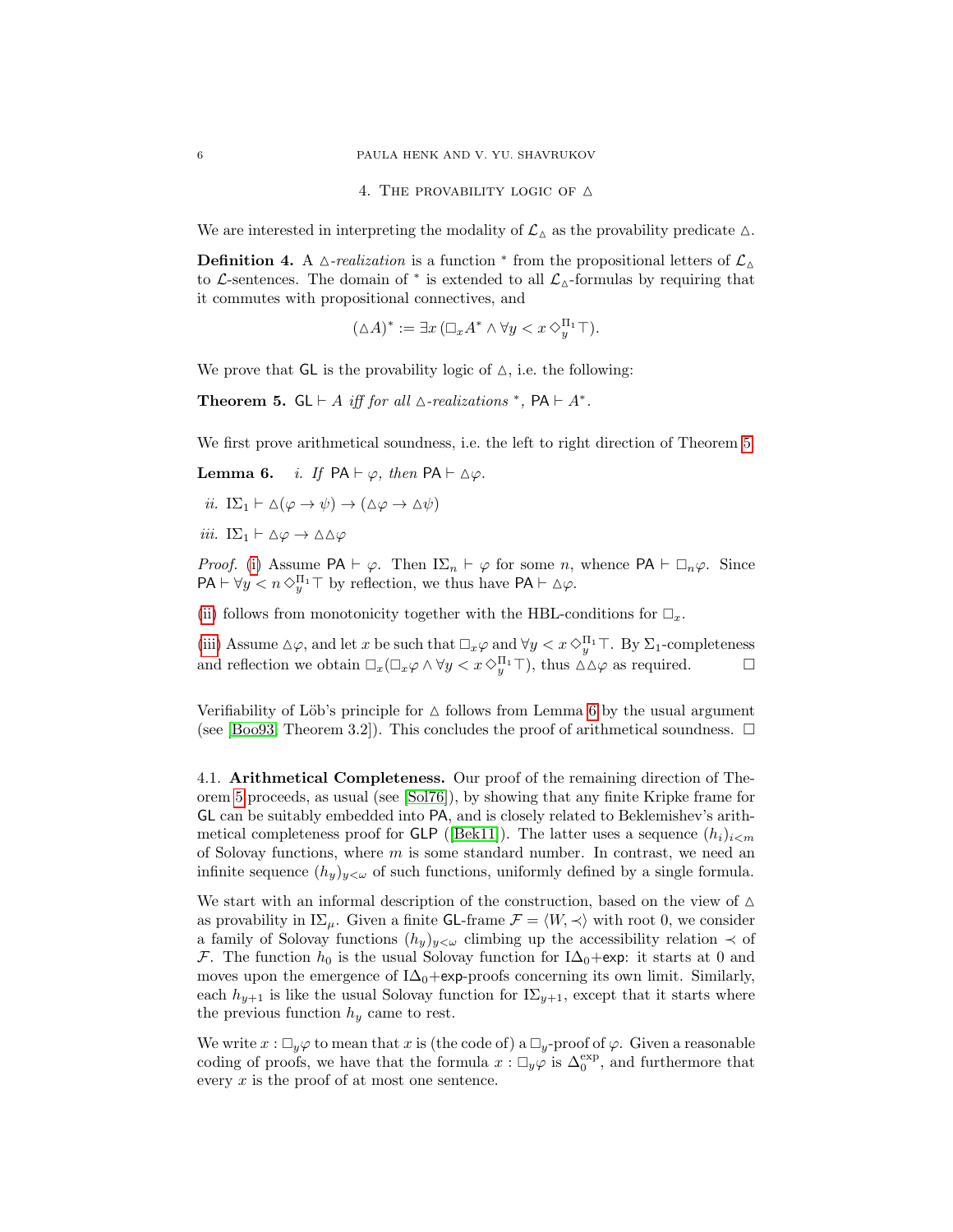## 4. The provability logic of $\vartriangle$

We are interested in interpreting the modality of $\mathcal{L}_\vartriangle$ as the provability predicate $\vartriangle$.

**Definition 4.** A $\vartriangle$-*realization* is a function $^*$ from the propositional letters of $\mathcal{L}_\vartriangle$ to $\mathcal{L}$-sentences. The domain of $^*$ is extended to all $\mathcal{L}_\vartriangle$-formulas by requiring that it commutes with propositional connectives, and

$$(\vartriangle A)^* := \exists x\,(\Box_x A^* \wedge \forall y < x\,\Diamond_y^{\Pi_1}\top).$$

We prove that $\mathsf{GL}$ is the provability logic of $\vartriangle$, i.e. the following:

**Theorem 5.** *$\mathsf{GL} \vdash A$ iff for all $\vartriangle$-realizations $^*$, $\mathsf{PA} \vdash A^*$.*

We first prove arithmetical soundness, i.e. the left to right direction of Theorem 5.

**Lemma 6.** *i. If $\mathsf{PA} \vdash \varphi$, then $\mathsf{PA} \vdash \vartriangle\varphi$.*

*ii. $\mathrm{I}\Sigma_1 \vdash \vartriangle(\varphi \to \psi) \to (\vartriangle\varphi \to \vartriangle\psi)$*

*iii. $\mathrm{I}\Sigma_1 \vdash \vartriangle\varphi \to \vartriangle\vartriangle\varphi$*

*Proof.* (i) Assume $\mathsf{PA} \vdash \varphi$. Then $\mathrm{I}\Sigma_n \vdash \varphi$ for some $n$, whence $\mathsf{PA} \vdash \Box_n\varphi$. Since $\mathsf{PA} \vdash \forall y < n\,\Diamond_y^{\Pi_1}\top$ by reflection, we thus have $\mathsf{PA} \vdash \vartriangle\varphi$.

(ii) follows from monotonicity together with the HBL-conditions for $\Box_x$.

(iii) Assume $\vartriangle\varphi$, and let $x$ be such that $\Box_x\varphi$ and $\forall y < x\,\Diamond_y^{\Pi_1}\top$. By $\Sigma_1$-completeness and reflection we obtain $\Box_x(\Box_x\varphi \wedge \forall y < x\,\Diamond_y^{\Pi_1}\top)$, thus $\vartriangle\vartriangle\varphi$ as required. $\Box$

Verifiability of Löb's principle for $\vartriangle$ follows from Lemma 6 by the usual argument (see [Boo93, Theorem 3.2]). This concludes the proof of arithmetical soundness. $\Box$

### 4.1. Arithmetical Completeness.

Our proof of the remaining direction of Theorem 5 proceeds, as usual (see [Sol76]), by showing that any finite Kripke frame for $\mathsf{GL}$ can be suitably embedded into $\mathsf{PA}$, and is closely related to Beklemishev's arithmetical completeness proof for $\mathsf{GLP}$ ([Bek11]). The latter uses a sequence $(h_i)_{i<m}$ of Solovay functions, where $m$ is some standard number. In contrast, we need an infinite sequence $(h_y)_{y<\omega}$ of such functions, uniformly defined by a single formula.

We start with an informal description of the construction, based on the view of $\vartriangle$ as provability in $\mathrm{I}\Sigma_\mu$. Given a finite $\mathsf{GL}$-frame $\mathcal{F} = \langle W, \prec\rangle$ with root 0, we consider a family of Solovay functions $(h_y)_{y<\omega}$ climbing up the accessibility relation $\prec$ of $\mathcal{F}$. The function $h_0$ is the usual Solovay function for $\mathrm{I}\Delta_0+\mathsf{exp}$: it starts at 0 and moves upon the emergence of $\mathrm{I}\Delta_0+\mathsf{exp}$-proofs concerning its own limit. Similarly, each $h_{y+1}$ is like the usual Solovay function for $\mathrm{I}\Sigma_{y+1}$, except that it starts where the previous function $h_y$ came to rest.

We write $x : \Box_y\varphi$ to mean that $x$ is (the code of) a $\Box_y$-proof of $\varphi$. Given a reasonable coding of proofs, we have that the formula $x : \Box_y\varphi$ is $\Delta_0^{\exp}$, and furthermore that every $x$ is the proof of at most one sentence.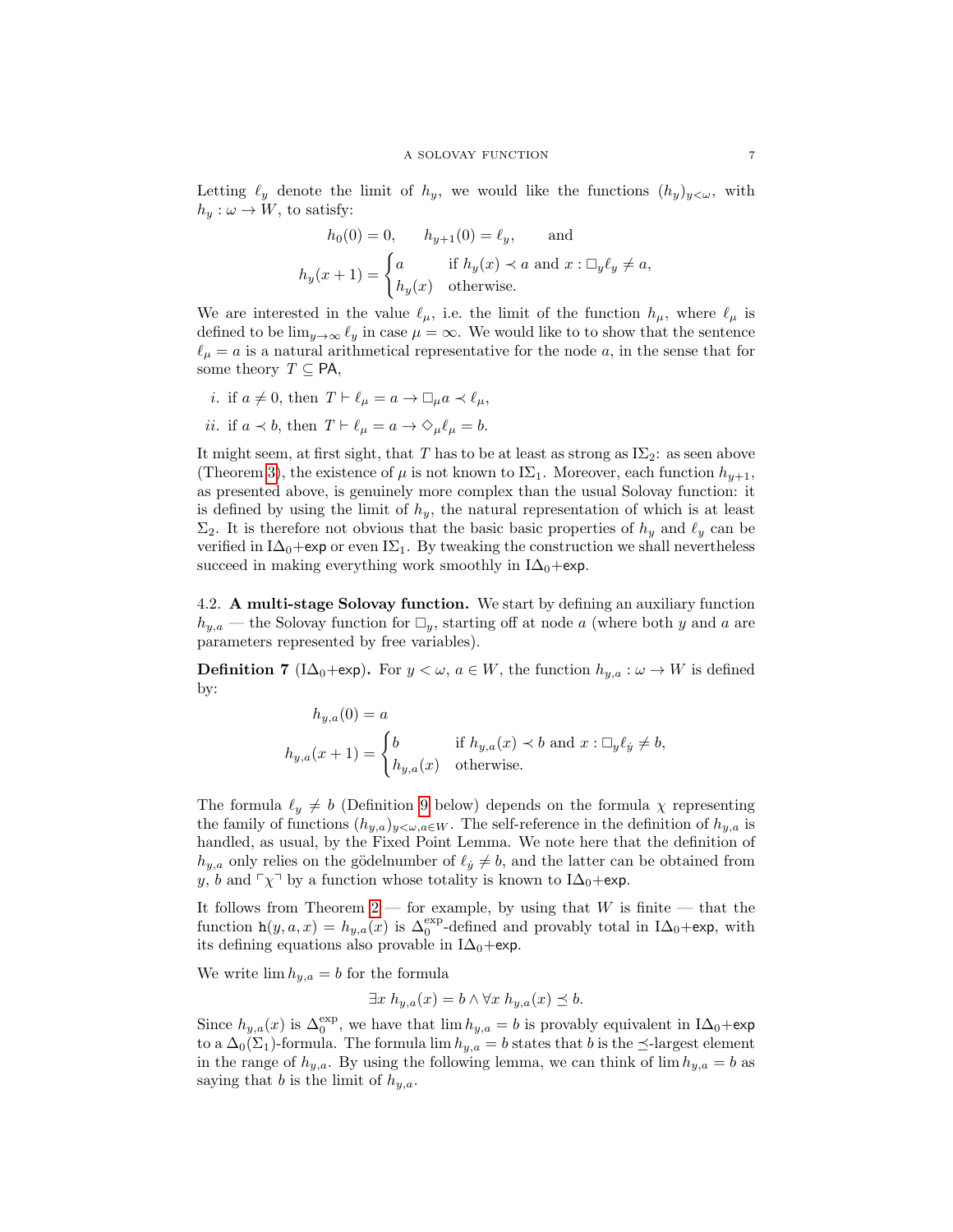Letting $\ell_y$ denote the limit of $h_y$, we would like the functions $(h_y)_{y<\omega}$, with $h_y : \omega \to W$, to satisfy:

$$h_0(0) = 0, \qquad h_{y+1}(0) = \ell_y, \qquad \text{and}$$

$$h_y(x+1) = \begin{cases} a & \text{if } h_y(x) \prec a \text{ and } x : \Box_y \ell_y \neq a, \\ h_y(x) & \text{otherwise.} \end{cases}$$

We are interested in the value $\ell_\mu$, i.e. the limit of the function $h_\mu$, where $\ell_\mu$ is defined to be $\lim_{y\to\infty} \ell_y$ in case $\mu = \infty$. We would like to to show that the sentence $\ell_\mu = a$ is a natural arithmetical representative for the node $a$, in the sense that for some theory $T \subseteq \mathsf{PA}$,

*i.* if $a \neq 0$, then $T \vdash \ell_\mu = a \to \Box_\mu a \prec \ell_\mu$,

*ii.* if $a \prec b$, then $T \vdash \ell_\mu = a \to \Diamond_\mu \ell_\mu = b$.

It might seem, at first sight, that $T$ has to be at least as strong as $\mathrm{I}\Sigma_2$: as seen above (Theorem 3), the existence of $\mu$ is not known to $\mathrm{I}\Sigma_1$. Moreover, each function $h_{y+1}$, as presented above, is genuinely more complex than the usual Solovay function: it is defined by using the limit of $h_y$, the natural representation of which is at least $\Sigma_2$. It is therefore not obvious that the basic basic properties of $h_y$ and $\ell_y$ can be verified in $\mathrm{I}\Delta_0+\mathsf{exp}$ or even $\mathrm{I}\Sigma_1$. By tweaking the construction we shall nevertheless succeed in making everything work smoothly in $\mathrm{I}\Delta_0+\mathsf{exp}$.

4.2. **A multi-stage Solovay function.** We start by defining an auxiliary function $h_{y,a}$ — the Solovay function for $\Box_y$, starting off at node $a$ (where both $y$ and $a$ are parameters represented by free variables).

**Definition 7** ($\mathrm{I}\Delta_0+\mathsf{exp}$)**.** For $y < \omega$, $a \in W$, the function $h_{y,a} : \omega \to W$ is defined by:

$$h_{y,a}(0) = a$$

$$h_{y,a}(x+1) = \begin{cases} b & \text{if } h_{y,a}(x) \prec b \text{ and } x : \Box_y \ell_{\dot{y}} \neq b, \\ h_{y,a}(x) & \text{otherwise.} \end{cases}$$

The formula $\ell_y \neq b$ (Definition 9 below) depends on the formula $\chi$ representing the family of functions $(h_{y,a})_{y<\omega, a\in W}$. The self-reference in the definition of $h_{y,a}$ is handled, as usual, by the Fixed Point Lemma. We note here that the definition of $h_{y,a}$ only relies on the gödelnumber of $\ell_y \neq b$, and the latter can be obtained from $y$, $b$ and $\ulcorner\chi\urcorner$ by a function whose totality is known to $\mathrm{I}\Delta_0+\mathsf{exp}$.

It follows from Theorem 2 — for example, by using that $W$ is finite — that the function $\mathtt{h}(y, a, x) = h_{y,a}(x)$ is $\Delta_0^{\exp}$-defined and provably total in $\mathrm{I}\Delta_0+\mathsf{exp}$, with its defining equations also provable in $\mathrm{I}\Delta_0+\mathsf{exp}$.

We write $\lim h_{y,a} = b$ for the formula

$$\exists x\ h_{y,a}(x) = b \wedge \forall x\ h_{y,a}(x) \preceq b.$$

Since $h_{y,a}(x)$ is $\Delta_0^{\exp}$, we have that $\lim h_{y,a} = b$ is provably equivalent in $\mathrm{I}\Delta_0+\mathsf{exp}$ to a $\Delta_0(\Sigma_1)$-formula. The formula $\lim h_{y,a} = b$ states that $b$ is the $\preceq$-largest element in the range of $h_{y,a}$. By using the following lemma, we can think of $\lim h_{y,a} = b$ as saying that $b$ is the limit of $h_{y,a}$.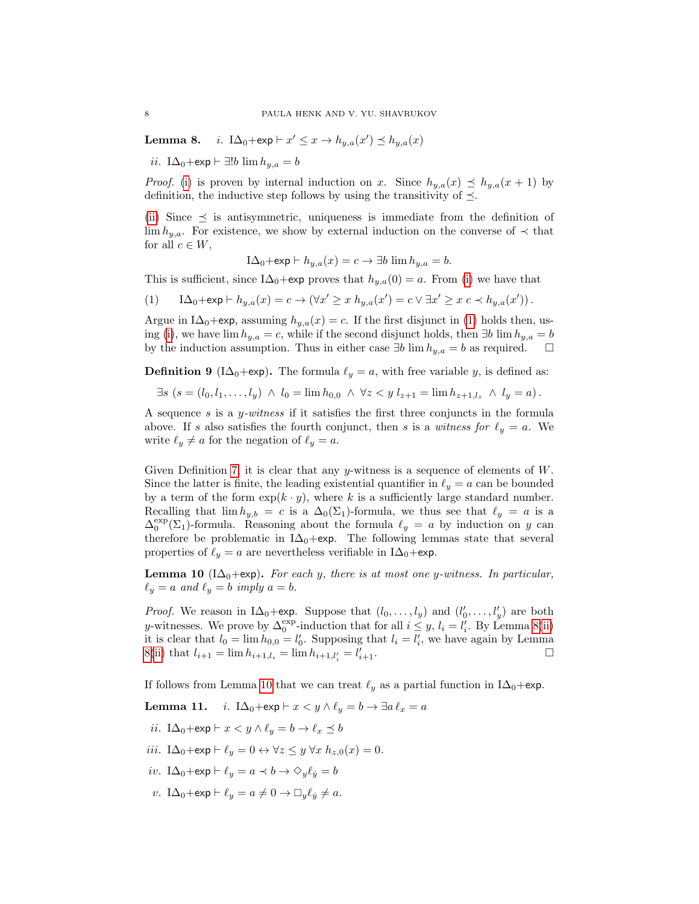**Lemma 8.** *i.* $\mathrm{I}\Delta_0+\mathsf{exp} \vdash x' \leq x \to h_{y,a}(x') \preceq h_{y,a}(x)$

*ii.* $\mathrm{I}\Delta_0+\mathsf{exp} \vdash \exists! b \lim h_{y,a} = b$

*Proof.* (i) is proven by internal induction on $x$. Since $h_{y,a}(x) \preceq h_{y,a}(x+1)$ by definition, the inductive step follows by using the transitivity of $\preceq$.

(ii) Since $\preceq$ is antisymmetric, uniqueness is immediate from the definition of $\lim h_{y,a}$. For existence, we show by external induction on the converse of $\prec$ that for all $c \in W$,

$$\mathrm{I}\Delta_0+\mathsf{exp} \vdash h_{y,a}(x) = c \to \exists b \lim h_{y,a} = b.$$

This is sufficient, since $\mathrm{I}\Delta_0+\mathsf{exp}$ proves that $h_{y,a}(0) = a$. From (i) we have that

$$\mathrm{I}\Delta_0+\mathsf{exp} \vdash h_{y,a}(x) = c \to (\forall x' \geq x \; h_{y,a}(x') = c \vee \exists x' \geq x \; c \prec h_{y,a}(x')). \tag{1}$$

Argue in $\mathrm{I}\Delta_0+\mathsf{exp}$, assuming $h_{y,a}(x) = c$. If the first disjunct in (1) holds then, using (i), we have $\lim h_{y,a} = c$, while if the second disjunct holds, then $\exists b \lim h_{y,a} = b$ by the induction assumption. Thus in either case $\exists b \lim h_{y,a} = b$ as required. $\square$

**Definition 9** ($\mathrm{I}\Delta_0+\mathsf{exp}$)**.** The formula $\ell_y = a$, with free variable $y$, is defined as:

$$\exists s \; (s = (l_0, l_1, \ldots, l_y) \;\wedge\; l_0 = \lim h_{0,0} \;\wedge\; \forall z < y \; l_{z+1} = \lim h_{z+1,l_z} \;\wedge\; l_y = a).$$

A sequence $s$ is a *$y$-witness* if it satisfies the first three conjuncts in the formula above. If $s$ also satisfies the fourth conjunct, then $s$ is a *witness for* $\ell_y = a$. We write $\ell_y \neq a$ for the negation of $\ell_y = a$.

Given Definition 7, it is clear that any $y$-witness is a sequence of elements of $W$. Since the latter is finite, the leading existential quantifier in $\ell_y = a$ can be bounded by a term of the form $\exp(k \cdot y)$, where $k$ is a sufficiently large standard number. Recalling that $\lim h_{y,b} = c$ is a $\Delta_0(\Sigma_1)$-formula, we thus see that $\ell_y = a$ is a $\Delta_0^{\exp}(\Sigma_1)$-formula. Reasoning about the formula $\ell_y = a$ by induction on $y$ can therefore be problematic in $\mathrm{I}\Delta_0+\mathsf{exp}$. The following lemmas state that several properties of $\ell_y = a$ are nevertheless verifiable in $\mathrm{I}\Delta_0+\mathsf{exp}$.

**Lemma 10** ($\mathrm{I}\Delta_0+\mathsf{exp}$)**.** *For each $y$, there is at most one $y$-witness. In particular, $\ell_y = a$ and $\ell_y = b$ imply $a = b$.*

*Proof.* We reason in $\mathrm{I}\Delta_0+\mathsf{exp}$. Suppose that $(l_0, \ldots, l_y)$ and $(l'_0, \ldots, l'_y)$ are both $y$-witnesses. We prove by $\Delta_0^{\exp}$-induction that for all $i \leq y$, $l_i = l'_i$. By Lemma 8(ii) it is clear that $l_0 = \lim h_{0,0} = l'_0$. Supposing that $l_i = l'_i$, we have again by Lemma 8(ii) that $l_{i+1} = \lim h_{i+1,l_i} = \lim h_{i+1,l'_i} = l'_{i+1}$. $\square$

If follows from Lemma 10 that we can treat $\ell_y$ as a partial function in $\mathrm{I}\Delta_0+\mathsf{exp}$.

**Lemma 11.** *i.* $\mathrm{I}\Delta_0+\mathsf{exp} \vdash x < y \wedge \ell_y = b \to \exists a \, \ell_x = a$

*ii.* $\mathrm{I}\Delta_0+\mathsf{exp} \vdash x < y \wedge \ell_y = b \to \ell_x \preceq b$

*iii.* $\mathrm{I}\Delta_0+\mathsf{exp} \vdash \ell_y = 0 \leftrightarrow \forall z \leq y \, \forall x \, h_{z,0}(x) = 0.$

*iv.* $\mathrm{I}\Delta_0+\mathsf{exp} \vdash \ell_y = a \prec b \to \Diamond_y \ell_{\dot{y}} = b$

*v.* $\mathrm{I}\Delta_0+\mathsf{exp} \vdash \ell_y = a \neq 0 \to \Box_y \ell_{\dot{y}} \neq a.$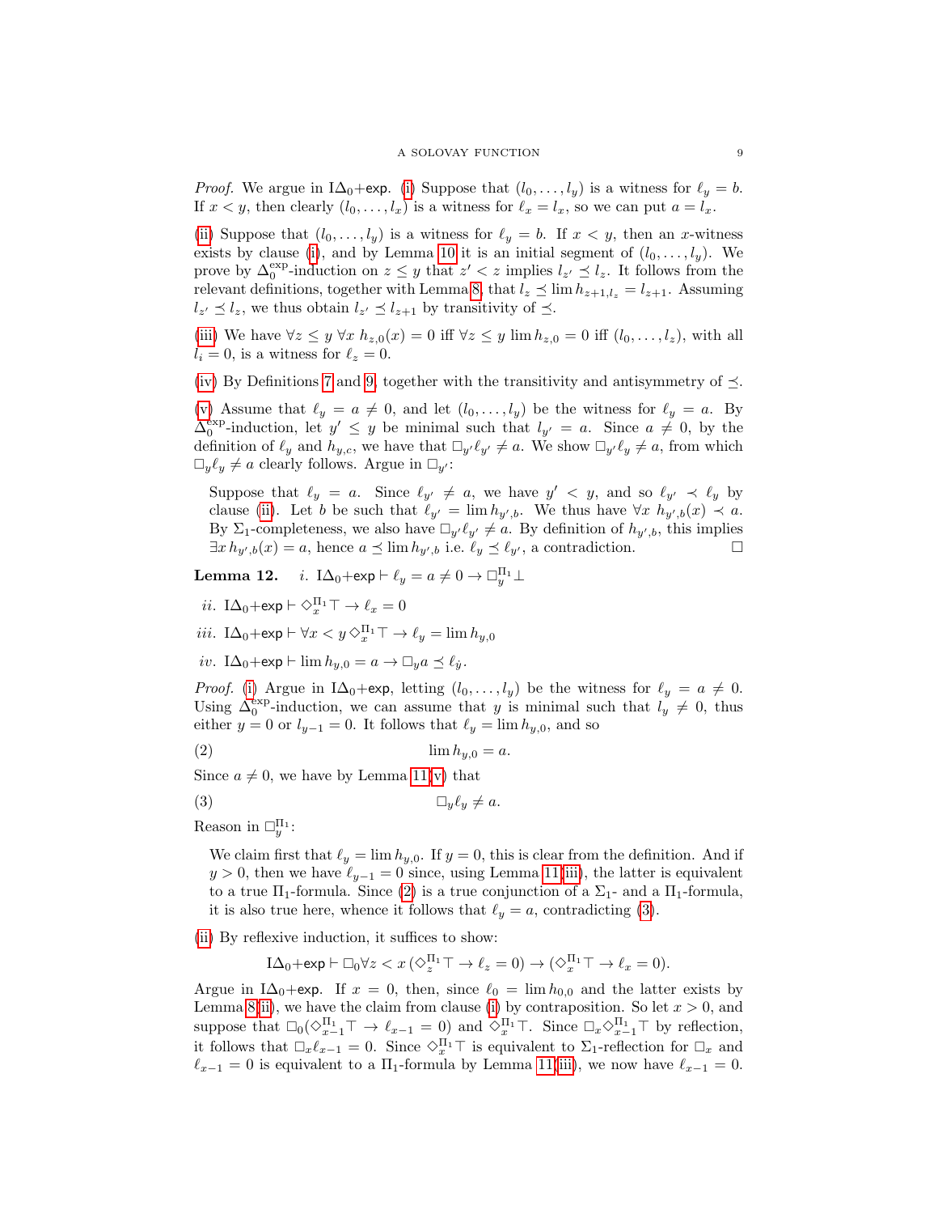*Proof.* We argue in $\mathrm{I}\Delta_0{+}\mathsf{exp}$. (i) Suppose that $(l_0, \ldots, l_y)$ is a witness for $\ell_y = b$. If $x < y$, then clearly $(l_0, \ldots, l_x)$ is a witness for $\ell_x = l_x$, so we can put $a = l_x$.

(ii) Suppose that $(l_0, \ldots, l_y)$ is a witness for $\ell_y = b$. If $x < y$, then an $x$-witness exists by clause (i), and by Lemma 10 it is an initial segment of $(l_0, \ldots, l_y)$. We prove by $\Delta_0^{\mathrm{exp}}$-induction on $z \leq y$ that $z' < z$ implies $l_{z'} \preceq l_z$. It follows from the relevant definitions, together with Lemma 8, that $l_z \preceq \lim h_{z+1,l_z} = l_{z+1}$. Assuming $l_{z'} \preceq l_z$, we thus obtain $l_{z'} \preceq l_{z+1}$ by transitivity of $\preceq$.

(iii) We have $\forall z \leq y\ \forall x\ h_{z,0}(x) = 0$ iff $\forall z \leq y \lim h_{z,0} = 0$ iff $(l_0, \ldots, l_z)$, with all $l_i = 0$, is a witness for $\ell_z = 0$.

(iv) By Definitions 7 and 9, together with the transitivity and antisymmetry of $\preceq$.

(v) Assume that $\ell_y = a \neq 0$, and let $(l_0, \ldots, l_y)$ be the witness for $\ell_y = a$. By $\Delta_0^{\mathrm{exp}}$-induction, let $y' \leq y$ be minimal such that $l_{y'} = a$. Since $a \neq 0$, by the definition of $\ell_y$ and $h_{y,c}$, we have that $\Box_{y'}\ell_{y'} \neq a$. We show $\Box_{y'}\ell_y \neq a$, from which $\Box_y \ell_y \neq a$ clearly follows. Argue in $\Box_{y'}$:

> Suppose that $\ell_y = a$. Since $\ell_{y'} \neq a$, we have $y' < y$, and so $\ell_{y'} \prec \ell_y$ by clause (ii). Let $b$ be such that $\ell_{y'} = \lim h_{y',b}$. We thus have $\forall x\ h_{y',b}(x) \prec a$. By $\Sigma_1$-completeness, we also have $\Box_{y'}\ell_{y'} \neq a$. By definition of $h_{y',b}$, this implies $\exists x\, h_{y',b}(x) = a$, hence $a \preceq \lim h_{y',b}$ i.e. $\ell_y \preceq \ell_{y'}$, a contradiction. □

**Lemma 12.** *i.* $\mathrm{I}\Delta_0{+}\mathsf{exp} \vdash \ell_y = a \neq 0 \to \Box_y^{\Pi_1}\bot$

*ii.* $\mathrm{I}\Delta_0{+}\mathsf{exp} \vdash \Diamond_x^{\Pi_1}\top \to \ell_x = 0$

*iii.* $\mathrm{I}\Delta_0{+}\mathsf{exp} \vdash \forall x < y\, \Diamond_x^{\Pi_1}\top \to \ell_y = \lim h_{y,0}$

*iv.* $\mathrm{I}\Delta_0{+}\mathsf{exp} \vdash \lim h_{y,0} = a \to \Box_y a \preceq \ell_{\dot{y}}$.

*Proof.* (i) Argue in $\mathrm{I}\Delta_0{+}\mathsf{exp}$, letting $(l_0, \ldots, l_y)$ be the witness for $\ell_y = a \neq 0$. Using $\Delta_0^{\mathrm{exp}}$-induction, we can assume that $y$ is minimal such that $l_y \neq 0$, thus either $y = 0$ or $l_{y-1} = 0$. It follows that $\ell_y = \lim h_{y,0}$, and so

$$\lim h_{y,0} = a. \tag{2}$$

Since $a \neq 0$, we have by Lemma 11(v) that

$$\Box_y \ell_y \neq a. \tag{3}$$

Reason in $\Box_y^{\Pi_1}$:

> We claim first that $\ell_y = \lim h_{y,0}$. If $y = 0$, this is clear from the definition. And if $y > 0$, then we have $\ell_{y-1} = 0$ since, using Lemma 11(iii), the latter is equivalent to a true $\Pi_1$-formula. Since (2) is a true conjunction of a $\Sigma_1$- and a $\Pi_1$-formula, it is also true here, whence it follows that $\ell_y = a$, contradicting (3).

(ii) By reflexive induction, it suffices to show:

$$\mathrm{I}\Delta_0{+}\mathsf{exp} \vdash \Box_0 \forall z < x\, (\Diamond_z^{\Pi_1}\top \to \ell_z = 0) \to (\Diamond_x^{\Pi_1}\top \to \ell_x = 0).$$

Argue in $\mathrm{I}\Delta_0{+}\mathsf{exp}$. If $x = 0$, then, since $\ell_0 = \lim h_{0,0}$ and the latter exists by Lemma 8(ii), we have the claim from clause (i) by contraposition. So let $x > 0$, and suppose that $\Box_0(\Diamond_{x-1}^{\Pi_1}\top \to \ell_{x-1} = 0)$ and $\Diamond_x^{\Pi_1}\top$. Since $\Box_x \Diamond_{x-1}^{\Pi_1}\top$ by reflection, it follows that $\Box_x \ell_{x-1} = 0$. Since $\Diamond_x^{\Pi_1}\top$ is equivalent to $\Sigma_1$-reflection for $\Box_x$ and $\ell_{x-1} = 0$ is equivalent to a $\Pi_1$-formula by Lemma 11(iii), we now have $\ell_{x-1} = 0$.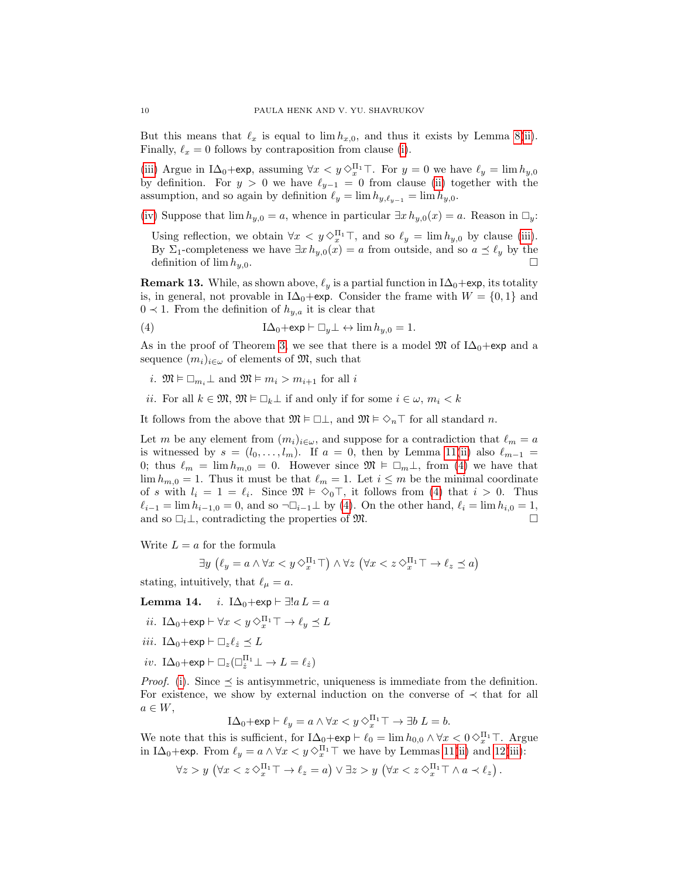But this means that $\ell_x$ is equal to $\lim h_{x,0}$, and thus it exists by Lemma 8(ii). Finally, $\ell_x = 0$ follows by contraposition from clause (i).

(iii) Argue in $\mathrm{I}\Delta_0{+}\mathsf{exp}$, assuming $\forall x < y \, \Diamond_x^{\Pi_1} \top$. For $y = 0$ we have $\ell_y = \lim h_{y,0}$ by definition. For $y > 0$ we have $\ell_{y-1} = 0$ from clause (ii) together with the assumption, and so again by definition $\ell_y = \lim h_{y,\ell_{y-1}} = \lim h_{y,0}$.

(iv) Suppose that $\lim h_{y,0} = a$, whence in particular $\exists x \, h_{y,0}(x) = a$. Reason in $\Box_y$:

> Using reflection, we obtain $\forall x < y \, \Diamond_x^{\Pi_1} \top$, and so $\ell_y = \lim h_{y,0}$ by clause (iii). By $\Sigma_1$-completeness we have $\exists x \, h_{y,0}(x) = a$ from outside, and so $a \preceq \ell_y$ by the definition of $\lim h_{y,0}$. □

**Remark 13.** While, as shown above, $\ell_y$ is a partial function in $\mathrm{I}\Delta_0{+}\mathsf{exp}$, its totality is, in general, not provable in $\mathrm{I}\Delta_0{+}\mathsf{exp}$. Consider the frame with $W = \{0, 1\}$ and $0 \prec 1$. From the definition of $h_{y,a}$ it is clear that

$$\mathrm{I}\Delta_0{+}\mathsf{exp} \vdash \Box_y \bot \leftrightarrow \lim h_{y,0} = 1. \tag{4}$$

As in the proof of Theorem 3, we see that there is a model $\mathfrak{M}$ of $\mathrm{I}\Delta_0{+}\mathsf{exp}$ and a sequence $(m_i)_{i \in \omega}$ of elements of $\mathfrak{M}$, such that

*i.* $\mathfrak{M} \vDash \Box_{m_i} \bot$ and $\mathfrak{M} \vDash m_i > m_{i+1}$ for all $i$

*ii.* For all $k \in \mathfrak{M}$, $\mathfrak{M} \vDash \Box_k \bot$ if and only if for some $i \in \omega$, $m_i < k$

It follows from the above that $\mathfrak{M} \vDash \Box \bot$, and $\mathfrak{M} \vDash \Diamond_n \top$ for all standard $n$.

Let $m$ be any element from $(m_i)_{i \in \omega}$, and suppose for a contradiction that $\ell_m = a$ is witnessed by $s = (l_0, \ldots, l_m)$. If $a = 0$, then by Lemma 11(ii) also $\ell_{m-1} = 0$; thus $\ell_m = \lim h_{m,0} = 0$. However since $\mathfrak{M} \vDash \Box_m \bot$, from (4) we have that $\lim h_{m,0} = 1$. Thus it must be that $\ell_m = 1$. Let $i \leq m$ be the minimal coordinate of $s$ with $l_i = 1 = \ell_i$. Since $\mathfrak{M} \vDash \Diamond_0 \top$, it follows from (4) that $i > 0$. Thus $\ell_{i-1} = \lim h_{i-1,0} = 0$, and so $\neg \Box_{i-1} \bot$ by (4). On the other hand, $\ell_i = \lim h_{i,0} = 1$, and so $\Box_i \bot$, contradicting the properties of $\mathfrak{M}$. □

Write $L = a$ for the formula

$$\exists y \left( \ell_y = a \wedge \forall x < y \, \Diamond_x^{\Pi_1} \top \right) \wedge \forall z \left( \forall x < z \, \Diamond_x^{\Pi_1} \top \to \ell_z \preceq a \right)$$

stating, intuitively, that $\ell_\mu = a$.

**Lemma 14.** *i.* $\mathrm{I}\Delta_0{+}\mathsf{exp} \vdash \exists ! a \, L = a$

*ii.* $\mathrm{I}\Delta_0{+}\mathsf{exp} \vdash \forall x < y \, \Diamond_x^{\Pi_1} \top \to \ell_y \preceq L$

*iii.* $\mathrm{I}\Delta_0{+}\mathsf{exp} \vdash \Box_z \ell_{\dot{z}} \preceq L$

*iv.* $\mathrm{I}\Delta_0{+}\mathsf{exp} \vdash \Box_z (\Box_{\dot{z}}^{\Pi_1} \bot \to L = \ell_{\dot{z}})$

*Proof.* (i). Since $\preceq$ is antisymmetric, uniqueness is immediate from the definition. For existence, we show by external induction on the converse of $\prec$ that for all $a \in W$,

$$\mathrm{I}\Delta_0{+}\mathsf{exp} \vdash \ell_y = a \wedge \forall x < y \, \Diamond_x^{\Pi_1} \top \to \exists b \, L = b.$$

We note that this is sufficient, for $\mathrm{I}\Delta_0{+}\mathsf{exp} \vdash \ell_0 = \lim h_{0,0} \wedge \forall x < 0 \, \Diamond_x^{\Pi_1} \top$. Argue in $\mathrm{I}\Delta_0{+}\mathsf{exp}$. From $\ell_y = a \wedge \forall x < y \, \Diamond_x^{\Pi_1} \top$ we have by Lemmas 11(ii) and 12(iii):

$$\forall z > y \left( \forall x < z \, \Diamond_x^{\Pi_1} \top \to \ell_z = a \right) \vee \exists z > y \left( \forall x < z \, \Diamond_x^{\Pi_1} \top \wedge a \prec \ell_z \right).$$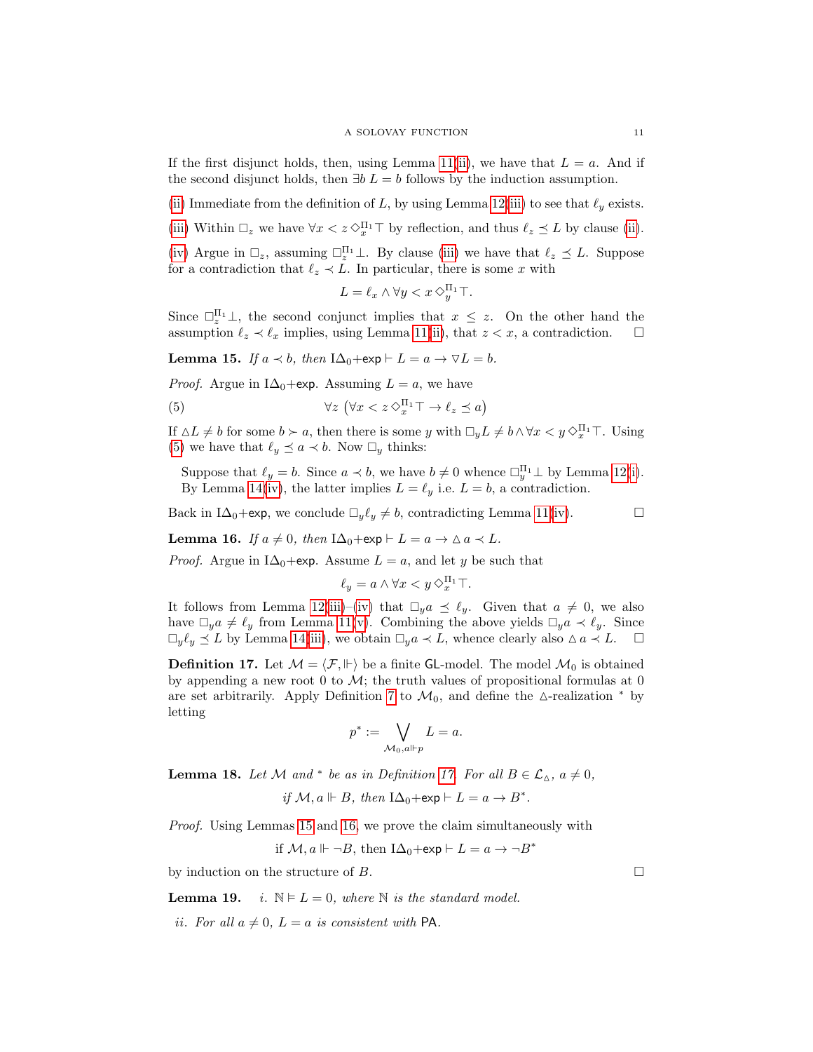If the first disjunct holds, then, using Lemma 11(ii), we have that $L = a$. And if the second disjunct holds, then $\exists b\, L = b$ follows by the induction assumption.

(ii) Immediate from the definition of $L$, by using Lemma 12(iii) to see that $\ell_y$ exists.

(iii) Within $\Box_z$ we have $\forall x < z\, \Diamond_x^{\Pi_1} \top$ by reflection, and thus $\ell_z \preceq L$ by clause (ii).

(iv) Argue in $\Box_z$, assuming $\Box_z^{\Pi_1} \bot$. By clause (iii) we have that $\ell_z \preceq L$. Suppose for a contradiction that $\ell_z \prec L$. In particular, there is some $x$ with

$$L = \ell_x \wedge \forall y < x\, \Diamond_y^{\Pi_1} \top.$$

Since $\Box_z^{\Pi_1} \bot$, the second conjunct implies that $x \leq z$. On the other hand the assumption $\ell_z \prec \ell_x$ implies, using Lemma 11(ii), that $z < x$, a contradiction. $\square$

**Lemma 15.** *If $a \prec b$, then $\mathrm{I}\Delta_0 + \mathsf{exp} \vdash L = a \to \triangledown L = b$.*

*Proof.* Argue in $\mathrm{I}\Delta_0 + \mathsf{exp}$. Assuming $L = a$, we have

$$\forall z \left( \forall x < z\, \Diamond_x^{\Pi_1} \top \to \ell_z \preceq a \right) \tag{5}$$

If $\triangle L \neq b$ for some $b \succ a$, then there is some $y$ with $\Box_y L \neq b \wedge \forall x < y\, \Diamond_x^{\Pi_1} \top$. Using (5) we have that $\ell_y \preceq a \prec b$. Now $\Box_y$ thinks:

> Suppose that $\ell_y = b$. Since $a \prec b$, we have $b \neq 0$ whence $\Box_y^{\Pi_1} \bot$ by Lemma 12(i). By Lemma 14(iv), the latter implies $L = \ell_y$ i.e. $L = b$, a contradiction.

Back in $\mathrm{I}\Delta_0 + \mathsf{exp}$, we conclude $\Box_y \ell_y \neq b$, contradicting Lemma 11(iv). $\square$

**Lemma 16.** *If $a \neq 0$, then $\mathrm{I}\Delta_0 + \mathsf{exp} \vdash L = a \to \triangle\, a \prec L$.*

*Proof.* Argue in $\mathrm{I}\Delta_0 + \mathsf{exp}$. Assume $L = a$, and let $y$ be such that

$$\ell_y = a \wedge \forall x < y\, \Diamond_x^{\Pi_1} \top.$$

It follows from Lemma 12(iii)–(iv) that $\Box_y a \preceq \ell_y$. Given that $a \neq 0$, we also have $\Box_y a \neq \ell_y$ from Lemma 11(v). Combining the above yields $\Box_y a \prec \ell_y$. Since $\Box_y \ell_y \preceq L$ by Lemma 14(iii), we obtain $\Box_y a \prec L$, whence clearly also $\triangle\, a \prec L$. $\square$

**Definition 17.** Let $\mathcal{M} = \langle \mathcal{F}, \Vdash \rangle$ be a finite $\mathsf{GL}$-model. The model $\mathcal{M}_0$ is obtained by appending a new root 0 to $\mathcal{M}$; the truth values of propositional formulas at 0 are set arbitrarily. Apply Definition 7 to $\mathcal{M}_0$, and define the $\triangle$-realization $^*$ by letting

$$p^* := \bigvee_{\mathcal{M}_0, a \Vdash p} L = a.$$

**Lemma 18.** *Let $\mathcal{M}$ and $^*$ be as in Definition 17. For all $B \in \mathcal{L}_\triangle$, $a \neq 0$,*

$$\textit{if } \mathcal{M}, a \Vdash B, \textit{ then } \mathrm{I}\Delta_0 + \mathsf{exp} \vdash L = a \to B^*.$$

*Proof.* Using Lemmas 15 and 16, we prove the claim simultaneously with

$$\text{if } \mathcal{M}, a \Vdash \neg B, \text{ then } \mathrm{I}\Delta_0 + \mathsf{exp} \vdash L = a \to \neg B^*$$

by induction on the structure of $B$. $\square$

**Lemma 19.** *i. $\mathbb{N} \vDash L = 0$, where $\mathbb{N}$ is the standard model.*

*ii. For all $a \neq 0$, $L = a$ is consistent with $\mathsf{PA}$.*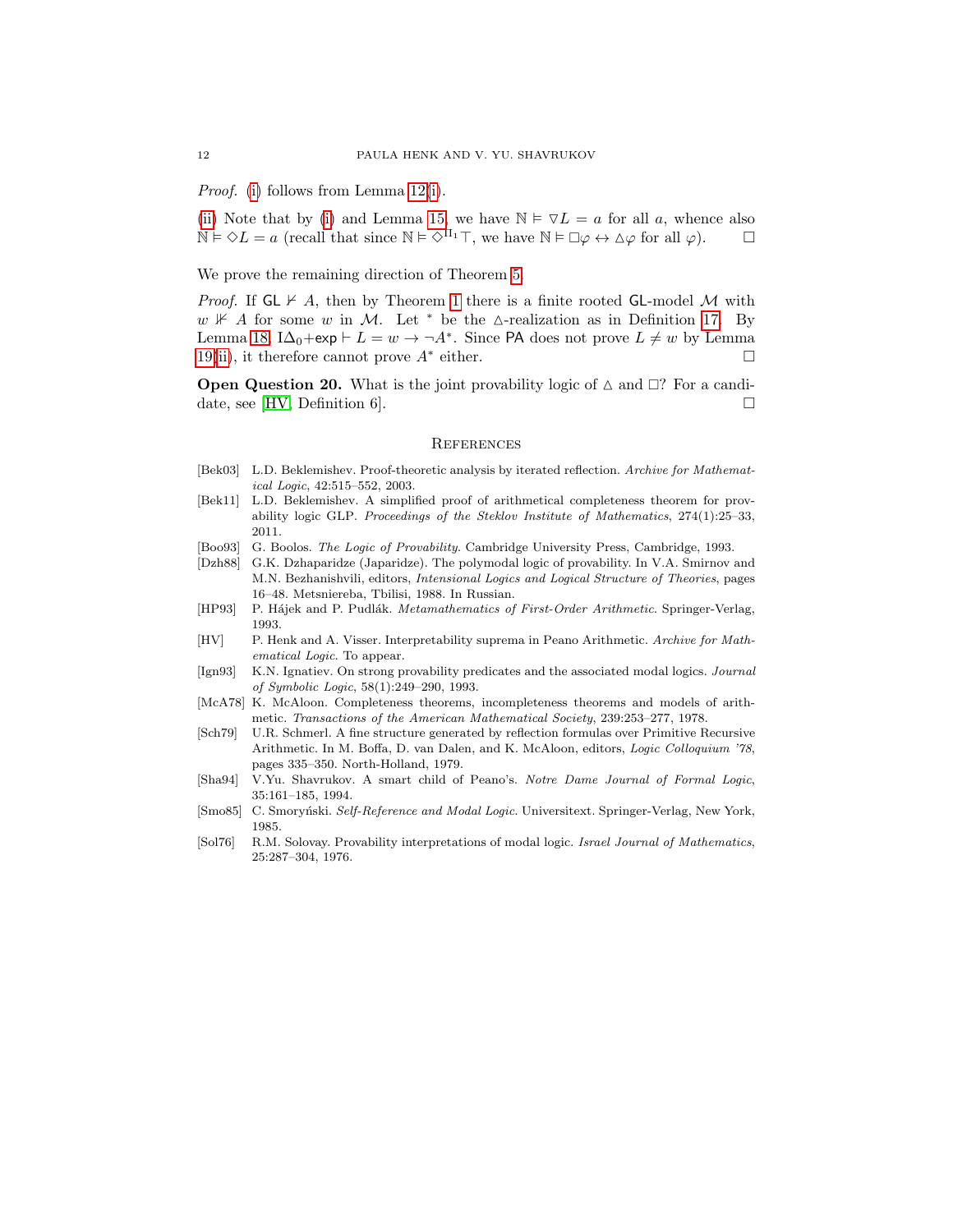*Proof.* (i) follows from Lemma 12(i).

(ii) Note that by (i) and Lemma 15, we have $\mathbb{N} \vDash \triangledown L = a$ for all $a$, whence also $\mathbb{N} \vDash \Diamond L = a$ (recall that since $\mathbb{N} \vDash \Diamond^{\Pi_1} \top$, we have $\mathbb{N} \vDash \Box\varphi \leftrightarrow \vartriangle\varphi$ for all $\varphi$). $\square$

We prove the remaining direction of Theorem 5.

*Proof.* If $\mathsf{GL} \nvdash A$, then by Theorem 1 there is a finite rooted $\mathsf{GL}$-model $\mathcal{M}$ with $w \nVdash A$ for some $w$ in $\mathcal{M}$. Let $^*$ be the $\vartriangle$-realization as in Definition 17. By Lemma 18, $\mathrm{I}\Delta_0 + \mathsf{exp} \vdash L = w \to \neg A^*$. Since $\mathsf{PA}$ does not prove $L \neq w$ by Lemma 19(ii), it therefore cannot prove $A^*$ either. $\square$

**Open Question 20.** What is the joint provability logic of $\vartriangle$ and $\Box$? For a candidate, see [HV, Definition 6]. $\square$

## References

[Bek03] L.D. Beklemishev. Proof-theoretic analysis by iterated reflection. *Archive for Mathematical Logic*, 42:515–552, 2003.

[Bek11] L.D. Beklemishev. A simplified proof of arithmetical completeness theorem for provability logic GLP. *Proceedings of the Steklov Institute of Mathematics*, 274(1):25–33, 2011.

[Boo93] G. Boolos. *The Logic of Provability*. Cambridge University Press, Cambridge, 1993.

[Dzh88] G.K. Dzhaparidze (Japaridze). The polymodal logic of provability. In V.A. Smirnov and M.N. Bezhanishvili, editors, *Intensional Logics and Logical Structure of Theories*, pages 16–48. Metsniereba, Tbilisi, 1988. In Russian.

[HP93] P. Hájek and P. Pudlák. *Metamathematics of First-Order Arithmetic*. Springer-Verlag, 1993.

[HV] P. Henk and A. Visser. Interpretability suprema in Peano Arithmetic. *Archive for Mathematical Logic*. To appear.

[Ign93] K.N. Ignatiev. On strong provability predicates and the associated modal logics. *Journal of Symbolic Logic*, 58(1):249–290, 1993.

[McA78] K. McAloon. Completeness theorems, incompleteness theorems and models of arithmetic. *Transactions of the American Mathematical Society*, 239:253–277, 1978.

[Sch79] U.R. Schmerl. A fine structure generated by reflection formulas over Primitive Recursive Arithmetic. In M. Boffa, D. van Dalen, and K. McAloon, editors, *Logic Colloquium '78*, pages 335–350. North-Holland, 1979.

[Sha94] V.Yu. Shavrukov. A smart child of Peano's. *Notre Dame Journal of Formal Logic*, 35:161–185, 1994.

[Smo85] C. Smoryński. *Self-Reference and Modal Logic*. Universitext. Springer-Verlag, New York, 1985.

[Sol76] R.M. Solovay. Provability interpretations of modal logic. *Israel Journal of Mathematics*, 25:287–304, 1976.